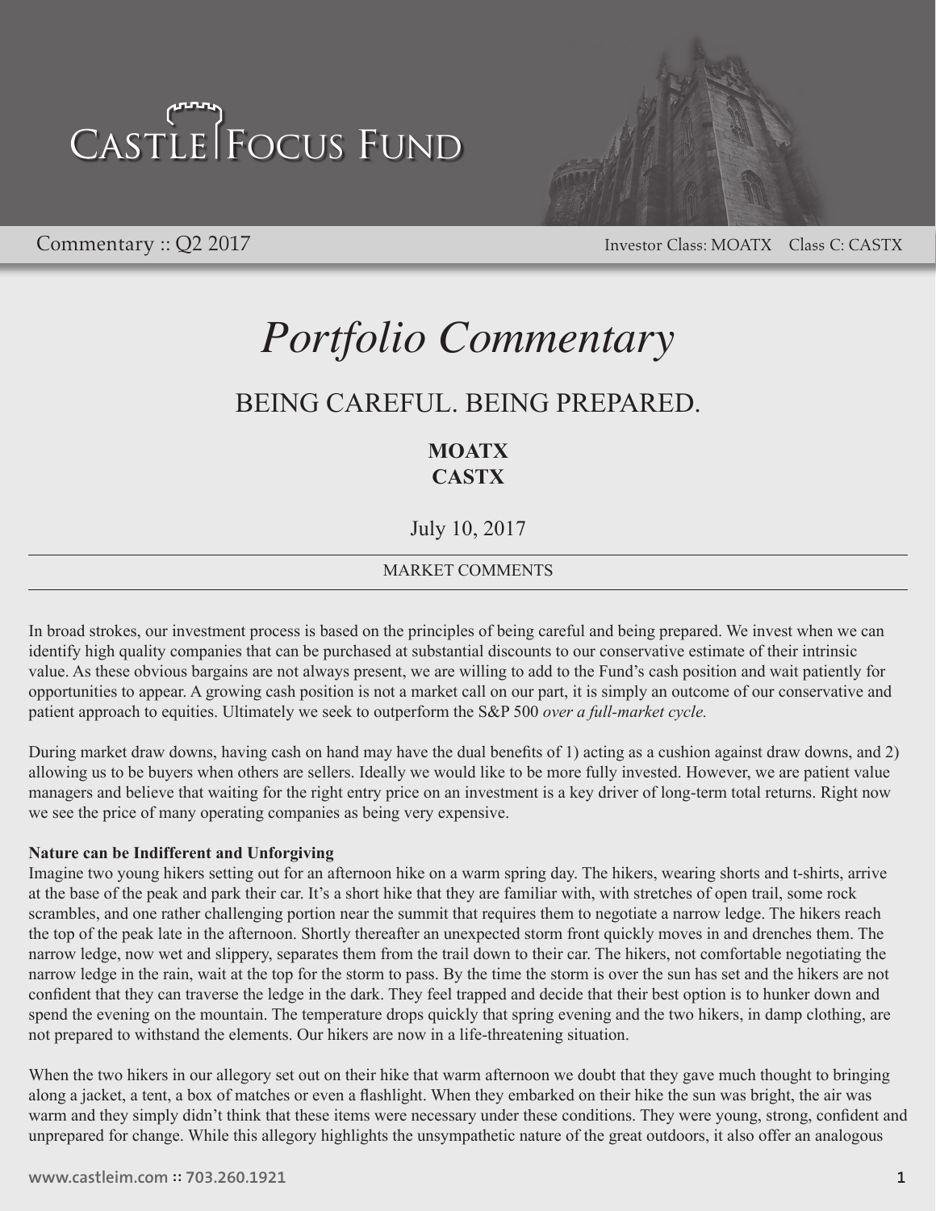# Castle Focus Fund

Commentary :: Q2 2017

Investor Class: MOATX Class C: CASTX

# *Portfolio Commentary*

## BEING CAREFUL. BEING PREPARED.

**MOATX**
**CASTX**

July 10, 2017

### MARKET COMMENTS

In broad strokes, our investment process is based on the principles of being careful and being prepared. We invest when we can identify high quality companies that can be purchased at substantial discounts to our conservative estimate of their intrinsic value. As these obvious bargains are not always present, we are willing to add to the Fund's cash position and wait patiently for opportunities to appear. A growing cash position is not a market call on our part, it is simply an outcome of our conservative and patient approach to equities. Ultimately we seek to outperform the S&P 500 *over a full-market cycle.*

During market draw downs, having cash on hand may have the dual benefits of 1) acting as a cushion against draw downs, and 2) allowing us to be buyers when others are sellers. Ideally we would like to be more fully invested. However, we are patient value managers and believe that waiting for the right entry price on an investment is a key driver of long-term total returns. Right now we see the price of many operating companies as being very expensive.

**Nature can be Indifferent and Unforgiving**

Imagine two young hikers setting out for an afternoon hike on a warm spring day. The hikers, wearing shorts and t-shirts, arrive at the base of the peak and park their car. It's a short hike that they are familiar with, with stretches of open trail, some rock scrambles, and one rather challenging portion near the summit that requires them to negotiate a narrow ledge. The hikers reach the top of the peak late in the afternoon. Shortly thereafter an unexpected storm front quickly moves in and drenches them. The narrow ledge, now wet and slippery, separates them from the trail down to their car. The hikers, not comfortable negotiating the narrow ledge in the rain, wait at the top for the storm to pass. By the time the storm is over the sun has set and the hikers are not confident that they can traverse the ledge in the dark. They feel trapped and decide that their best option is to hunker down and spend the evening on the mountain. The temperature drops quickly that spring evening and the two hikers, in damp clothing, are not prepared to withstand the elements. Our hikers are now in a life-threatening situation.

When the two hikers in our allegory set out on their hike that warm afternoon we doubt that they gave much thought to bringing along a jacket, a tent, a box of matches or even a flashlight. When they embarked on their hike the sun was bright, the air was warm and they simply didn't think that these items were necessary under these conditions. They were young, strong, confident and unprepared for change. While this allegory highlights the unsympathetic nature of the great outdoors, it also offer an analogous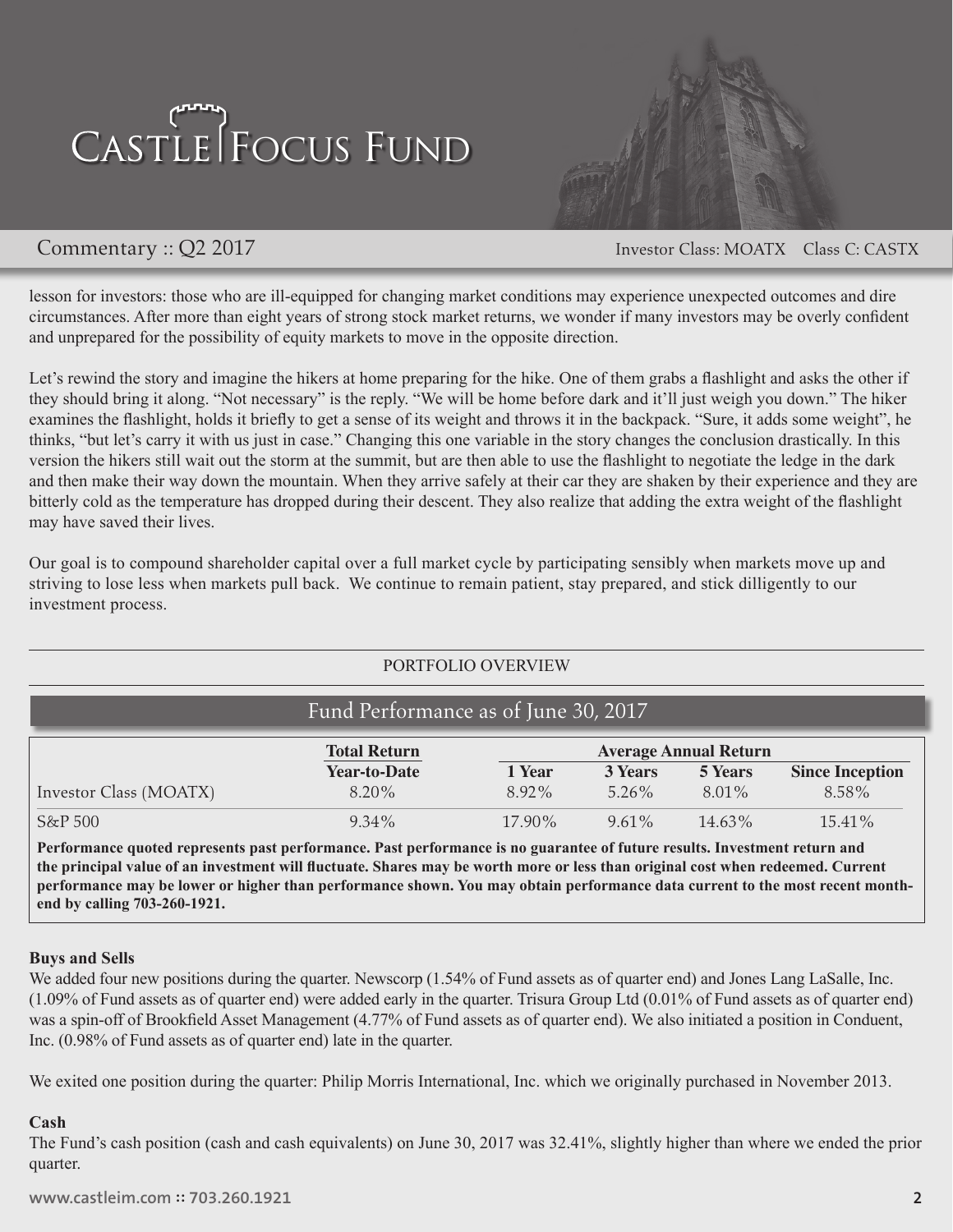lesson for investors: those who are ill-equipped for changing market conditions may experience unexpected outcomes and dire circumstances. After more than eight years of strong stock market returns, we wonder if many investors may be overly confident and unprepared for the possibility of equity markets to move in the opposite direction.

Let's rewind the story and imagine the hikers at home preparing for the hike. One of them grabs a flashlight and asks the other if they should bring it along. "Not necessary" is the reply. "We will be home before dark and it'll just weigh you down." The hiker examines the flashlight, holds it briefly to get a sense of its weight and throws it in the backpack. "Sure, it adds some weight", he thinks, "but let's carry it with us just in case." Changing this one variable in the story changes the conclusion drastically. In this version the hikers still wait out the storm at the summit, but are then able to use the flashlight to negotiate the ledge in the dark and then make their way down the mountain. When they arrive safely at their car they are shaken by their experience and they are bitterly cold as the temperature has dropped during their descent. They also realize that adding the extra weight of the flashlight may have saved their lives.

Our goal is to compound shareholder capital over a full market cycle by participating sensibly when markets move up and striving to lose less when markets pull back. We continue to remain patient, stay prepared, and stick dilligently to our investment process.

## PORTFOLIO OVERVIEW

### Fund Performance as of June 30, 2017

| | Total Return | Average Annual Return | | | |
|---|---|---|---|---|---|
| | **Year-to-Date** | **1 Year** | **3 Years** | **5 Years** | **Since Inception** |
| Investor Class (MOATX) | 8.20% | 8.92% | 5.26% | 8.01% | 8.58% |
| S&P 500 | 9.34% | 17.90% | 9.61% | 14.63% | 15.41% |

**Performance quoted represents past performance. Past performance is no guarantee of future results. Investment return and the principal value of an investment will fluctuate. Shares may be worth more or less than original cost when redeemed. Current performance may be lower or higher than performance shown. You may obtain performance data current to the most recent month-end by calling 703-260-1921.**

**Buys and Sells**

We added four new positions during the quarter. Newscorp (1.54% of Fund assets as of quarter end) and Jones Lang LaSalle, Inc. (1.09% of Fund assets as of quarter end) were added early in the quarter. Trisura Group Ltd (0.01% of Fund assets as of quarter end) was a spin-off of Brookfield Asset Management (4.77% of Fund assets as of quarter end). We also initiated a position in Conduent, Inc. (0.98% of Fund assets as of quarter end) late in the quarter.

We exited one position during the quarter: Philip Morris International, Inc. which we originally purchased in November 2013.

**Cash**

The Fund's cash position (cash and cash equivalents) on June 30, 2017 was 32.41%, slightly higher than where we ended the prior quarter.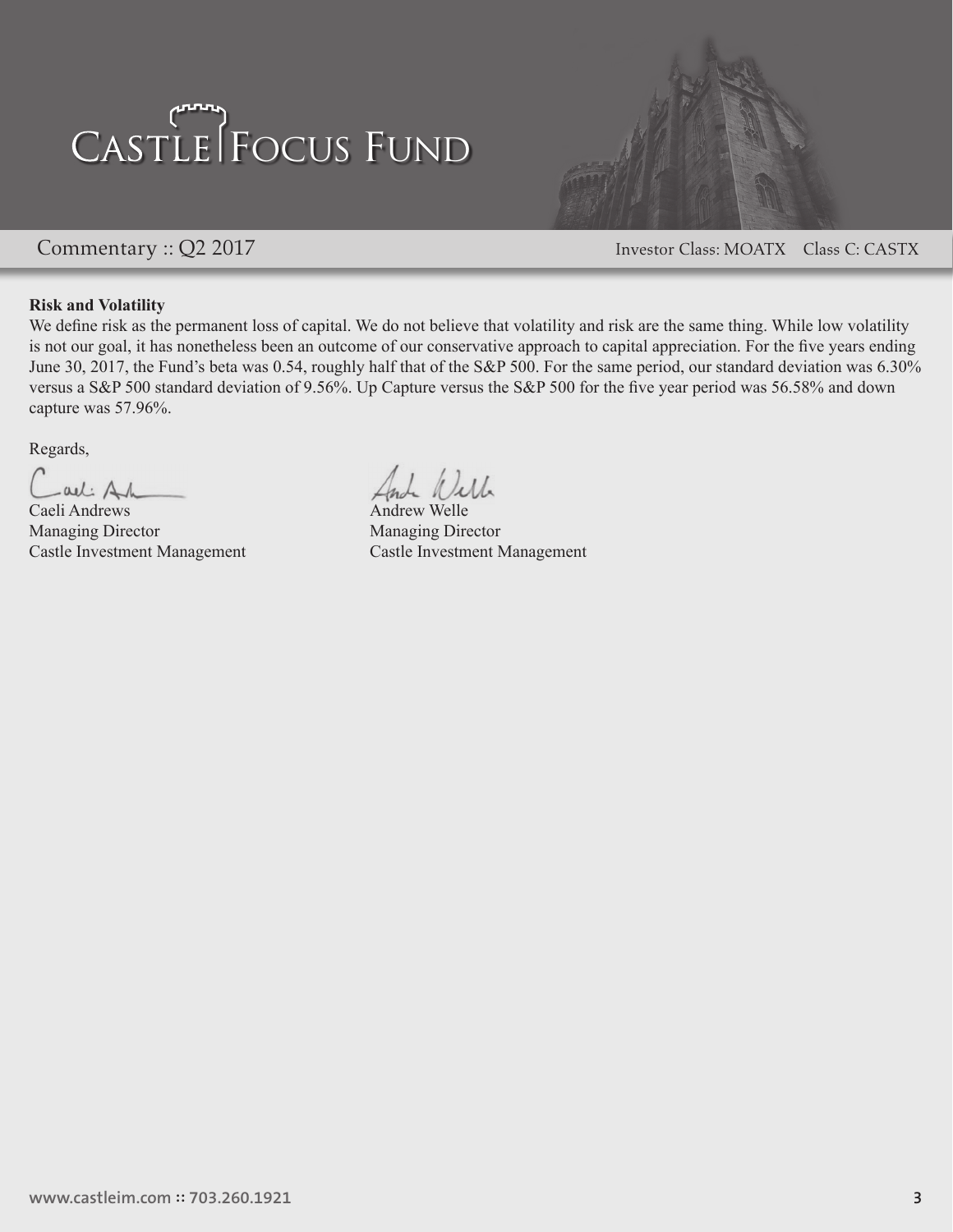**Risk and Volatility**

We define risk as the permanent loss of capital. We do not believe that volatility and risk are the same thing. While low volatility is not our goal, it has nonetheless been an outcome of our conservative approach to capital appreciation. For the five years ending June 30, 2017, the Fund's beta was 0.54, roughly half that of the S&P 500. For the same period, our standard deviation was 6.30% versus a S&P 500 standard deviation of 9.56%. Up Capture versus the S&P 500 for the five year period was 56.58% and down capture was 57.96%.

Regards,

Caeli Andrews
Managing Director
Castle Investment Management

Andrew Welle
Managing Director
Castle Investment Management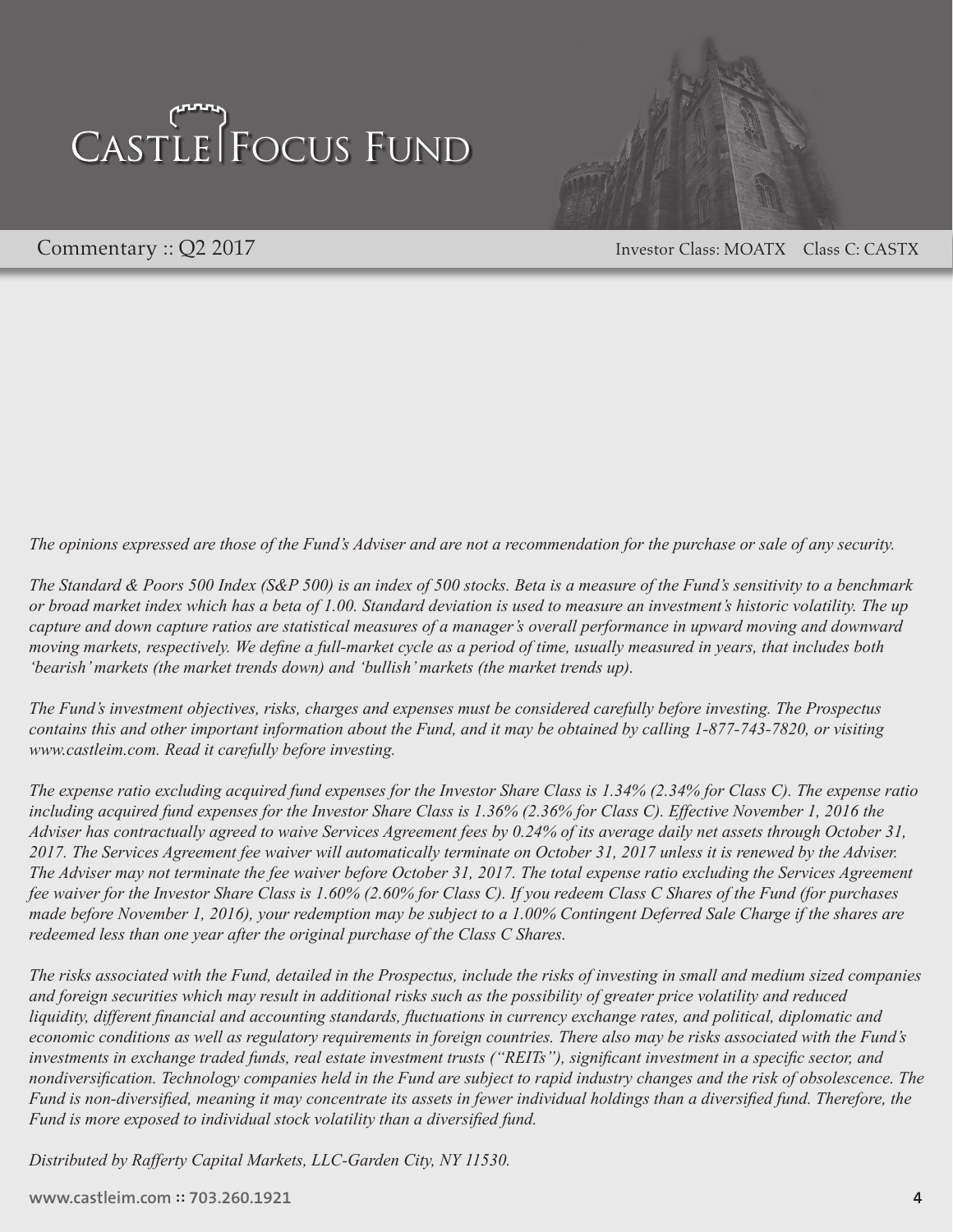# Castle Focus Fund

Commentary :: Q2 2017

Investor Class: MOATX    Class C: CASTX

*The opinions expressed are those of the Fund's Adviser and are not a recommendation for the purchase or sale of any security.*

*The Standard & Poors 500 Index (S&P 500) is an index of 500 stocks. Beta is a measure of the Fund's sensitivity to a benchmark or broad market index which has a beta of 1.00. Standard deviation is used to measure an investment's historic volatility. The up capture and down capture ratios are statistical measures of a manager's overall performance in upward moving and downward moving markets, respectively. We define a full-market cycle as a period of time, usually measured in years, that includes both 'bearish' markets (the market trends down) and 'bullish' markets (the market trends up).*

*The Fund's investment objectives, risks, charges and expenses must be considered carefully before investing. The Prospectus contains this and other important information about the Fund, and it may be obtained by calling 1-877-743-7820, or visiting www.castleim.com. Read it carefully before investing.*

*The expense ratio excluding acquired fund expenses for the Investor Share Class is 1.34% (2.34% for Class C). The expense ratio including acquired fund expenses for the Investor Share Class is 1.36% (2.36% for Class C). Effective November 1, 2016 the Adviser has contractually agreed to waive Services Agreement fees by 0.24% of its average daily net assets through October 31, 2017. The Services Agreement fee waiver will automatically terminate on October 31, 2017 unless it is renewed by the Adviser. The Adviser may not terminate the fee waiver before October 31, 2017. The total expense ratio excluding the Services Agreement fee waiver for the Investor Share Class is 1.60% (2.60% for Class C). If you redeem Class C Shares of the Fund (for purchases made before November 1, 2016), your redemption may be subject to a 1.00% Contingent Deferred Sale Charge if the shares are redeemed less than one year after the original purchase of the Class C Shares.*

*The risks associated with the Fund, detailed in the Prospectus, include the risks of investing in small and medium sized companies and foreign securities which may result in additional risks such as the possibility of greater price volatility and reduced liquidity, different financial and accounting standards, fluctuations in currency exchange rates, and political, diplomatic and economic conditions as well as regulatory requirements in foreign countries. There also may be risks associated with the Fund's investments in exchange traded funds, real estate investment trusts ("REITs"), significant investment in a specific sector, and nondiversification. Technology companies held in the Fund are subject to rapid industry changes and the risk of obsolescence. The Fund is non-diversified, meaning it may concentrate its assets in fewer individual holdings than a diversified fund. Therefore, the Fund is more exposed to individual stock volatility than a diversified fund.*

*Distributed by Rafferty Capital Markets, LLC-Garden City, NY 11530.*

**www.castleim.com :: 703.260.1921**